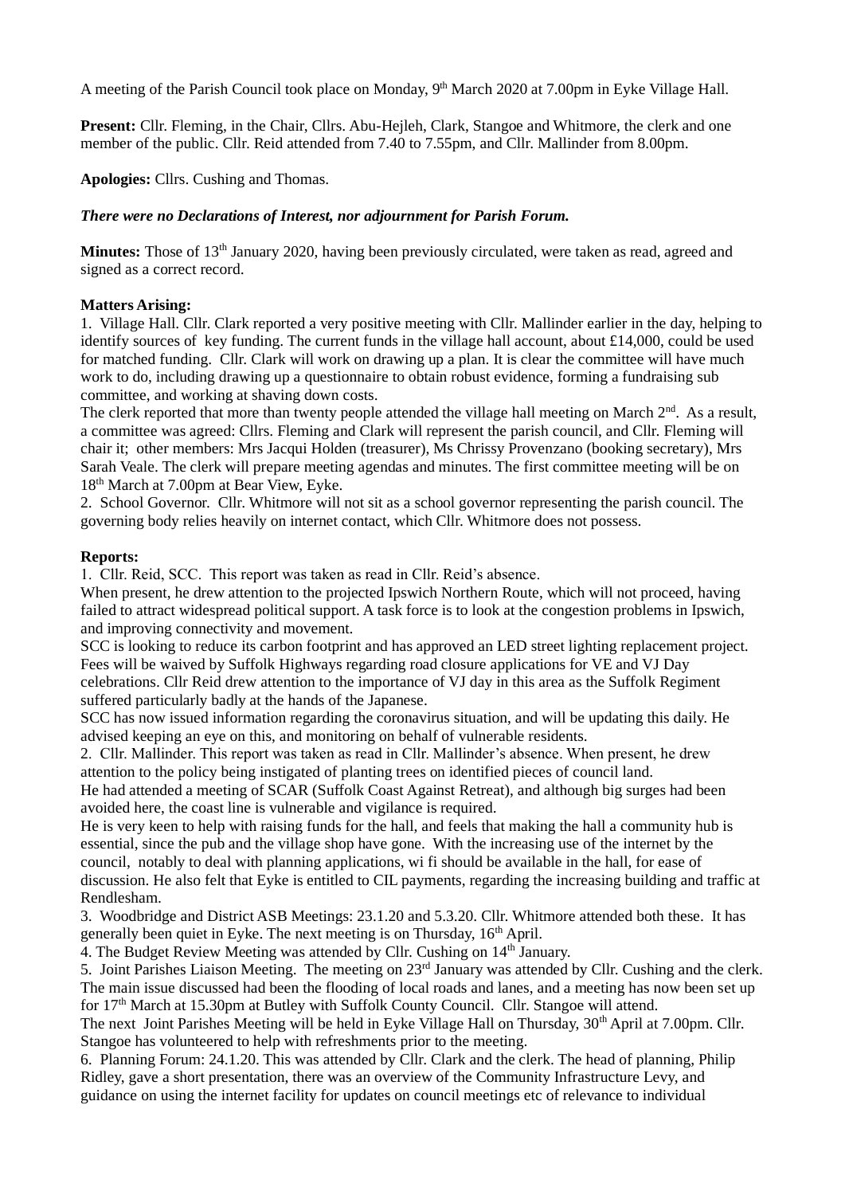A meeting of the Parish Council took place on Monday, 9th March 2020 at 7.00pm in Eyke Village Hall.

**Present:** Cllr. Fleming, in the Chair, Cllrs. Abu-Hejleh, Clark, Stangoe and Whitmore, the clerk and one member of the public. Cllr. Reid attended from 7.40 to 7.55pm, and Cllr. Mallinder from 8.00pm.

**Apologies:** Cllrs. Cushing and Thomas.

***There were no Declarations of Interest, nor adjournment for Parish Forum.***

**Minutes:** Those of 13th January 2020, having been previously circulated, were taken as read, agreed and signed as a correct record.

**Matters Arising:**

1. Village Hall. Cllr. Clark reported a very positive meeting with Cllr. Mallinder earlier in the day, helping to identify sources of key funding. The current funds in the village hall account, about £14,000, could be used for matched funding. Cllr. Clark will work on drawing up a plan. It is clear the committee will have much work to do, including drawing up a questionnaire to obtain robust evidence, forming a fundraising sub committee, and working at shaving down costs.

The clerk reported that more than twenty people attended the village hall meeting on March 2nd. As a result, a committee was agreed: Cllrs. Fleming and Clark will represent the parish council, and Cllr. Fleming will chair it; other members: Mrs Jacqui Holden (treasurer), Ms Chrissy Provenzano (booking secretary), Mrs Sarah Veale. The clerk will prepare meeting agendas and minutes. The first committee meeting will be on 18th March at 7.00pm at Bear View, Eyke.

2. School Governor. Cllr. Whitmore will not sit as a school governor representing the parish council. The governing body relies heavily on internet contact, which Cllr. Whitmore does not possess.

**Reports:**

1. Cllr. Reid, SCC. This report was taken as read in Cllr. Reid's absence.

When present, he drew attention to the projected Ipswich Northern Route, which will not proceed, having failed to attract widespread political support. A task force is to look at the congestion problems in Ipswich, and improving connectivity and movement.

SCC is looking to reduce its carbon footprint and has approved an LED street lighting replacement project. Fees will be waived by Suffolk Highways regarding road closure applications for VE and VJ Day celebrations. Cllr Reid drew attention to the importance of VJ day in this area as the Suffolk Regiment suffered particularly badly at the hands of the Japanese.

SCC has now issued information regarding the coronavirus situation, and will be updating this daily. He advised keeping an eye on this, and monitoring on behalf of vulnerable residents.

2. Cllr. Mallinder. This report was taken as read in Cllr. Mallinder's absence. When present, he drew attention to the policy being instigated of planting trees on identified pieces of council land.

He had attended a meeting of SCAR (Suffolk Coast Against Retreat), and although big surges had been avoided here, the coast line is vulnerable and vigilance is required.

He is very keen to help with raising funds for the hall, and feels that making the hall a community hub is essential, since the pub and the village shop have gone. With the increasing use of the internet by the council, notably to deal with planning applications, wi fi should be available in the hall, for ease of discussion. He also felt that Eyke is entitled to CIL payments, regarding the increasing building and traffic at Rendlesham.

3. Woodbridge and District ASB Meetings: 23.1.20 and 5.3.20. Cllr. Whitmore attended both these. It has generally been quiet in Eyke. The next meeting is on Thursday, 16th April.

4. The Budget Review Meeting was attended by Cllr. Cushing on 14th January.

5. Joint Parishes Liaison Meeting. The meeting on 23rd January was attended by Cllr. Cushing and the clerk. The main issue discussed had been the flooding of local roads and lanes, and a meeting has now been set up for 17th March at 15.30pm at Butley with Suffolk County Council. Cllr. Stangoe will attend.

The next Joint Parishes Meeting will be held in Eyke Village Hall on Thursday, 30th April at 7.00pm. Cllr. Stangoe has volunteered to help with refreshments prior to the meeting.

6. Planning Forum: 24.1.20. This was attended by Cllr. Clark and the clerk. The head of planning, Philip Ridley, gave a short presentation, there was an overview of the Community Infrastructure Levy, and guidance on using the internet facility for updates on council meetings etc of relevance to individual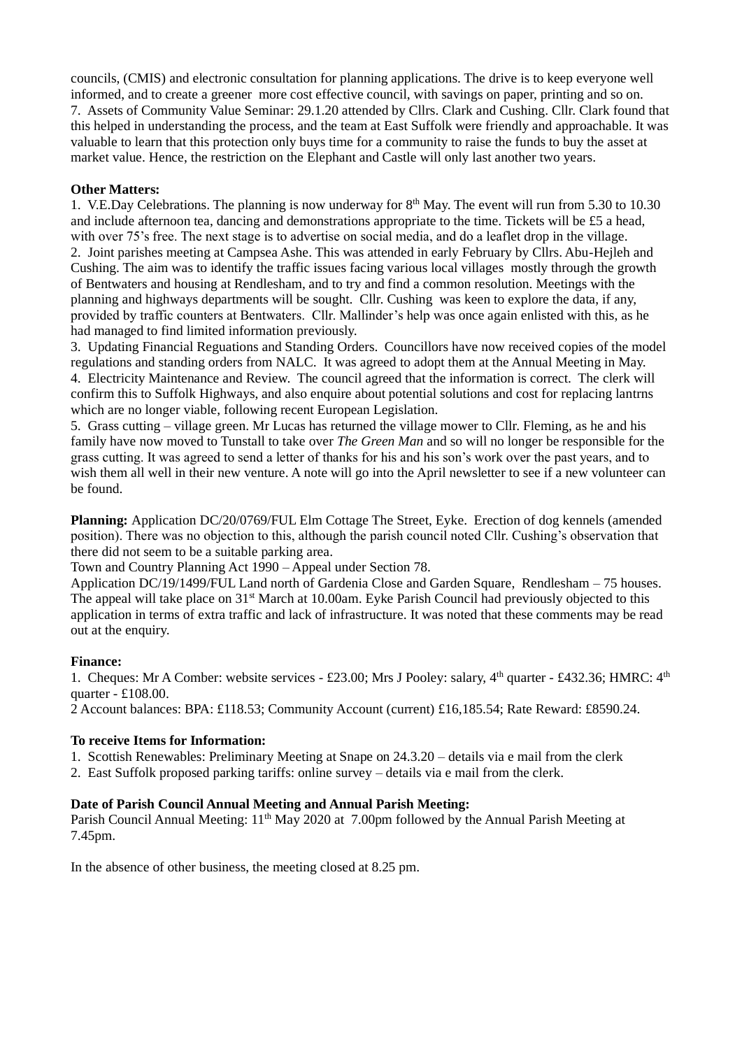councils, (CMIS) and electronic consultation for planning applications. The drive is to keep everyone well informed, and to create a greener more cost effective council, with savings on paper, printing and so on.
7. Assets of Community Value Seminar: 29.1.20 attended by Cllrs. Clark and Cushing. Cllr. Clark found that this helped in understanding the process, and the team at East Suffolk were friendly and approachable. It was valuable to learn that this protection only buys time for a community to raise the funds to buy the asset at market value. Hence, the restriction on the Elephant and Castle will only last another two years.

**Other Matters:**

1. V.E.Day Celebrations. The planning is now underway for 8th May. The event will run from 5.30 to 10.30 and include afternoon tea, dancing and demonstrations appropriate to the time. Tickets will be £5 a head, with over 75's free. The next stage is to advertise on social media, and do a leaflet drop in the village.
2. Joint parishes meeting at Campsea Ashe. This was attended in early February by Cllrs. Abu-Hejleh and Cushing. The aim was to identify the traffic issues facing various local villages mostly through the growth of Bentwaters and housing at Rendlesham, and to try and find a common resolution. Meetings with the planning and highways departments will be sought. Cllr. Cushing was keen to explore the data, if any, provided by traffic counters at Bentwaters. Cllr. Mallinder's help was once again enlisted with this, as he had managed to find limited information previously.
3. Updating Financial Reguations and Standing Orders. Councillors have now received copies of the model regulations and standing orders from NALC. It was agreed to adopt them at the Annual Meeting in May.
4. Electricity Maintenance and Review. The council agreed that the information is correct. The clerk will confirm this to Suffolk Highways, and also enquire about potential solutions and cost for replacing lantrns which are no longer viable, following recent European Legislation.
5. Grass cutting – village green. Mr Lucas has returned the village mower to Cllr. Fleming, as he and his family have now moved to Tunstall to take over *The Green Man* and so will no longer be responsible for the grass cutting. It was agreed to send a letter of thanks for his and his son's work over the past years, and to wish them all well in their new venture. A note will go into the April newsletter to see if a new volunteer can be found.

**Planning:** Application DC/20/0769/FUL Elm Cottage The Street, Eyke. Erection of dog kennels (amended position). There was no objection to this, although the parish council noted Cllr. Cushing's observation that there did not seem to be a suitable parking area.

Town and Country Planning Act 1990 – Appeal under Section 78.

Application DC/19/1499/FUL Land north of Gardenia Close and Garden Square, Rendlesham – 75 houses. The appeal will take place on 31st March at 10.00am. Eyke Parish Council had previously objected to this application in terms of extra traffic and lack of infrastructure. It was noted that these comments may be read out at the enquiry.

**Finance:**

1. Cheques: Mr A Comber: website services - £23.00; Mrs J Pooley: salary, 4th quarter - £432.36; HMRC: 4th quarter - £108.00.

2 Account balances: BPA: £118.53; Community Account (current) £16,185.54; Rate Reward: £8590.24.

**To receive Items for Information:**

1. Scottish Renewables: Preliminary Meeting at Snape on 24.3.20 – details via e mail from the clerk
2. East Suffolk proposed parking tariffs: online survey – details via e mail from the clerk.

**Date of Parish Council Annual Meeting and Annual Parish Meeting:**

Parish Council Annual Meeting: 11th May 2020 at 7.00pm followed by the Annual Parish Meeting at 7.45pm.

In the absence of other business, the meeting closed at 8.25 pm.